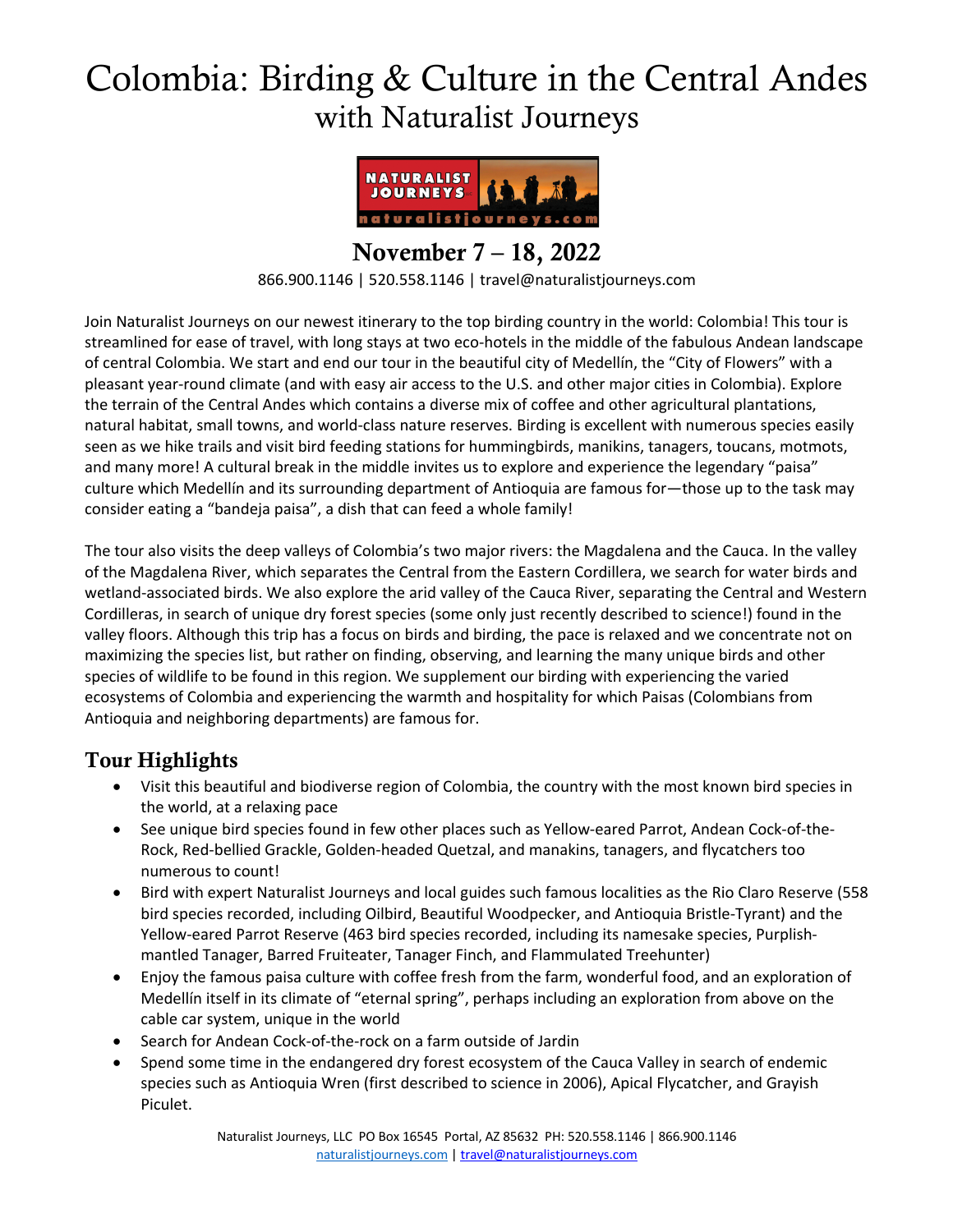# Colombia: Birding & Culture in the Central Andes
## with Naturalist Journeys

## November 7 – 18, 2022

866.900.1146 | 520.558.1146 | travel@naturalistjourneys.com

Join Naturalist Journeys on our newest itinerary to the top birding country in the world: Colombia! This tour is streamlined for ease of travel, with long stays at two eco-hotels in the middle of the fabulous Andean landscape of central Colombia. We start and end our tour in the beautiful city of Medellín, the "City of Flowers" with a pleasant year-round climate (and with easy air access to the U.S. and other major cities in Colombia). Explore the terrain of the Central Andes which contains a diverse mix of coffee and other agricultural plantations, natural habitat, small towns, and world-class nature reserves. Birding is excellent with numerous species easily seen as we hike trails and visit bird feeding stations for hummingbirds, manikins, tanagers, toucans, motmots, and many more! A cultural break in the middle invites us to explore and experience the legendary "paisa" culture which Medellín and its surrounding department of Antioquia are famous for—those up to the task may consider eating a "bandeja paisa", a dish that can feed a whole family!

The tour also visits the deep valleys of Colombia's two major rivers: the Magdalena and the Cauca. In the valley of the Magdalena River, which separates the Central from the Eastern Cordillera, we search for water birds and wetland-associated birds. We also explore the arid valley of the Cauca River, separating the Central and Western Cordilleras, in search of unique dry forest species (some only just recently described to science!) found in the valley floors. Although this trip has a focus on birds and birding, the pace is relaxed and we concentrate not on maximizing the species list, but rather on finding, observing, and learning the many unique birds and other species of wildlife to be found in this region. We supplement our birding with experiencing the varied ecosystems of Colombia and experiencing the warmth and hospitality for which Paisas (Colombians from Antioquia and neighboring departments) are famous for.

## Tour Highlights

- Visit this beautiful and biodiverse region of Colombia, the country with the most known bird species in the world, at a relaxing pace
- See unique bird species found in few other places such as Yellow-eared Parrot, Andean Cock-of-the-Rock, Red-bellied Grackle, Golden-headed Quetzal, and manakins, tanagers, and flycatchers too numerous to count!
- Bird with expert Naturalist Journeys and local guides such famous localities as the Rio Claro Reserve (558 bird species recorded, including Oilbird, Beautiful Woodpecker, and Antioquia Bristle-Tyrant) and the Yellow-eared Parrot Reserve (463 bird species recorded, including its namesake species, Purplish-mantled Tanager, Barred Fruiteater, Tanager Finch, and Flammulated Treehunter)
- Enjoy the famous paisa culture with coffee fresh from the farm, wonderful food, and an exploration of Medellín itself in its climate of "eternal spring", perhaps including an exploration from above on the cable car system, unique in the world
- Search for Andean Cock-of-the-rock on a farm outside of Jardin
- Spend some time in the endangered dry forest ecosystem of the Cauca Valley in search of endemic species such as Antioquia Wren (first described to science in 2006), Apical Flycatcher, and Grayish Piculet.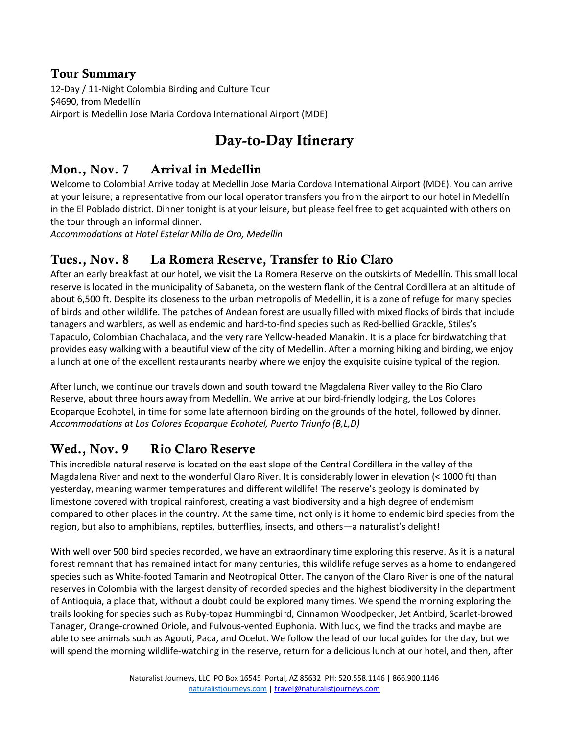## Tour Summary

12-Day / 11-Night Colombia Birding and Culture Tour
$4690, from Medellín
Airport is Medellin Jose Maria Cordova International Airport (MDE)

# Day-to-Day Itinerary

## Mon., Nov. 7 Arrival in Medellin

Welcome to Colombia! Arrive today at Medellin Jose Maria Cordova International Airport (MDE). You can arrive at your leisure; a representative from our local operator transfers you from the airport to our hotel in Medellín in the El Poblado district. Dinner tonight is at your leisure, but please feel free to get acquainted with others on the tour through an informal dinner.
*Accommodations at Hotel Estelar Milla de Oro, Medellin*

## Tues., Nov. 8 La Romera Reserve, Transfer to Rio Claro

After an early breakfast at our hotel, we visit the La Romera Reserve on the outskirts of Medellín. This small local reserve is located in the municipality of Sabaneta, on the western flank of the Central Cordillera at an altitude of about 6,500 ft. Despite its closeness to the urban metropolis of Medellin, it is a zone of refuge for many species of birds and other wildlife. The patches of Andean forest are usually filled with mixed flocks of birds that include tanagers and warblers, as well as endemic and hard-to-find species such as Red-bellied Grackle, Stiles's Tapaculo, Colombian Chachalaca, and the very rare Yellow-headed Manakin. It is a place for birdwatching that provides easy walking with a beautiful view of the city of Medellin. After a morning hiking and birding, we enjoy a lunch at one of the excellent restaurants nearby where we enjoy the exquisite cuisine typical of the region.

After lunch, we continue our travels down and south toward the Magdalena River valley to the Rio Claro Reserve, about three hours away from Medellín. We arrive at our bird-friendly lodging, the Los Colores Ecoparque Ecohotel, in time for some late afternoon birding on the grounds of the hotel, followed by dinner.
*Accommodations at Los Colores Ecoparque Ecohotel, Puerto Triunfo (B,L,D)*

## Wed., Nov. 9 Rio Claro Reserve

This incredible natural reserve is located on the east slope of the Central Cordillera in the valley of the Magdalena River and next to the wonderful Claro River. It is considerably lower in elevation (< 1000 ft) than yesterday, meaning warmer temperatures and different wildlife! The reserve's geology is dominated by limestone covered with tropical rainforest, creating a vast biodiversity and a high degree of endemism compared to other places in the country. At the same time, not only is it home to endemic bird species from the region, but also to amphibians, reptiles, butterflies, insects, and others—a naturalist's delight!

With well over 500 bird species recorded, we have an extraordinary time exploring this reserve. As it is a natural forest remnant that has remained intact for many centuries, this wildlife refuge serves as a home to endangered species such as White-footed Tamarin and Neotropical Otter. The canyon of the Claro River is one of the natural reserves in Colombia with the largest density of recorded species and the highest biodiversity in the department of Antioquia, a place that, without a doubt could be explored many times. We spend the morning exploring the trails looking for species such as Ruby-topaz Hummingbird, Cinnamon Woodpecker, Jet Antbird, Scarlet-browed Tanager, Orange-crowned Oriole, and Fulvous-vented Euphonia. With luck, we find the tracks and maybe are able to see animals such as Agouti, Paca, and Ocelot. We follow the lead of our local guides for the day, but we will spend the morning wildlife-watching in the reserve, return for a delicious lunch at our hotel, and then, after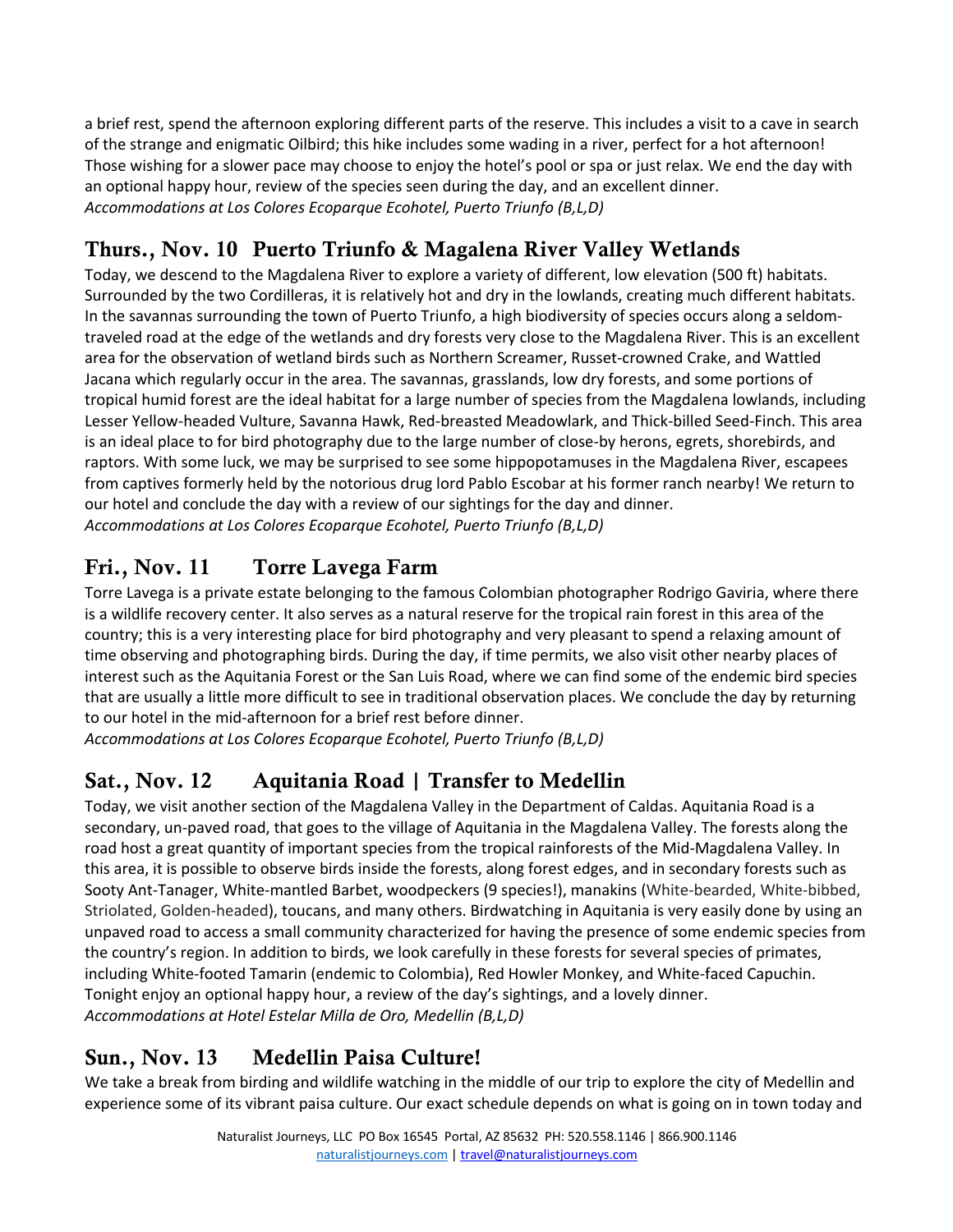a brief rest, spend the afternoon exploring different parts of the reserve. This includes a visit to a cave in search of the strange and enigmatic Oilbird; this hike includes some wading in a river, perfect for a hot afternoon! Those wishing for a slower pace may choose to enjoy the hotel's pool or spa or just relax. We end the day with an optional happy hour, review of the species seen during the day, and an excellent dinner.
*Accommodations at Los Colores Ecoparque Ecohotel, Puerto Triunfo (B,L,D)*

## Thurs., Nov. 10 Puerto Triunfo & Magalena River Valley Wetlands

Today, we descend to the Magdalena River to explore a variety of different, low elevation (500 ft) habitats. Surrounded by the two Cordilleras, it is relatively hot and dry in the lowlands, creating much different habitats. In the savannas surrounding the town of Puerto Triunfo, a high biodiversity of species occurs along a seldom-traveled road at the edge of the wetlands and dry forests very close to the Magdalena River. This is an excellent area for the observation of wetland birds such as Northern Screamer, Russet-crowned Crake, and Wattled Jacana which regularly occur in the area. The savannas, grasslands, low dry forests, and some portions of tropical humid forest are the ideal habitat for a large number of species from the Magdalena lowlands, including Lesser Yellow-headed Vulture, Savanna Hawk, Red-breasted Meadowlark, and Thick-billed Seed-Finch. This area is an ideal place to for bird photography due to the large number of close-by herons, egrets, shorebirds, and raptors. With some luck, we may be surprised to see some hippopotamuses in the Magdalena River, escapees from captives formerly held by the notorious drug lord Pablo Escobar at his former ranch nearby! We return to our hotel and conclude the day with a review of our sightings for the day and dinner.
*Accommodations at Los Colores Ecoparque Ecohotel, Puerto Triunfo (B,L,D)*

## Fri., Nov. 11 Torre Lavega Farm

Torre Lavega is a private estate belonging to the famous Colombian photographer Rodrigo Gaviria, where there is a wildlife recovery center. It also serves as a natural reserve for the tropical rain forest in this area of the country; this is a very interesting place for bird photography and very pleasant to spend a relaxing amount of time observing and photographing birds. During the day, if time permits, we also visit other nearby places of interest such as the Aquitania Forest or the San Luis Road, where we can find some of the endemic bird species that are usually a little more difficult to see in traditional observation places. We conclude the day by returning to our hotel in the mid-afternoon for a brief rest before dinner.
*Accommodations at Los Colores Ecoparque Ecohotel, Puerto Triunfo (B,L,D)*

## Sat., Nov. 12 Aquitania Road | Transfer to Medellin

Today, we visit another section of the Magdalena Valley in the Department of Caldas. Aquitania Road is a secondary, un-paved road, that goes to the village of Aquitania in the Magdalena Valley. The forests along the road host a great quantity of important species from the tropical rainforests of the Mid-Magdalena Valley. In this area, it is possible to observe birds inside the forests, along forest edges, and in secondary forests such as Sooty Ant-Tanager, White-mantled Barbet, woodpeckers (9 species!), manakins (White-bearded, White-bibbed, Striolated, Golden-headed), toucans, and many others. Birdwatching in Aquitania is very easily done by using an unpaved road to access a small community characterized for having the presence of some endemic species from the country's region. In addition to birds, we look carefully in these forests for several species of primates, including White-footed Tamarin (endemic to Colombia), Red Howler Monkey, and White-faced Capuchin. Tonight enjoy an optional happy hour, a review of the day's sightings, and a lovely dinner.
*Accommodations at Hotel Estelar Milla de Oro, Medellin (B,L,D)*

## Sun., Nov. 13 Medellin Paisa Culture!

We take a break from birding and wildlife watching in the middle of our trip to explore the city of Medellin and experience some of its vibrant paisa culture. Our exact schedule depends on what is going on in town today and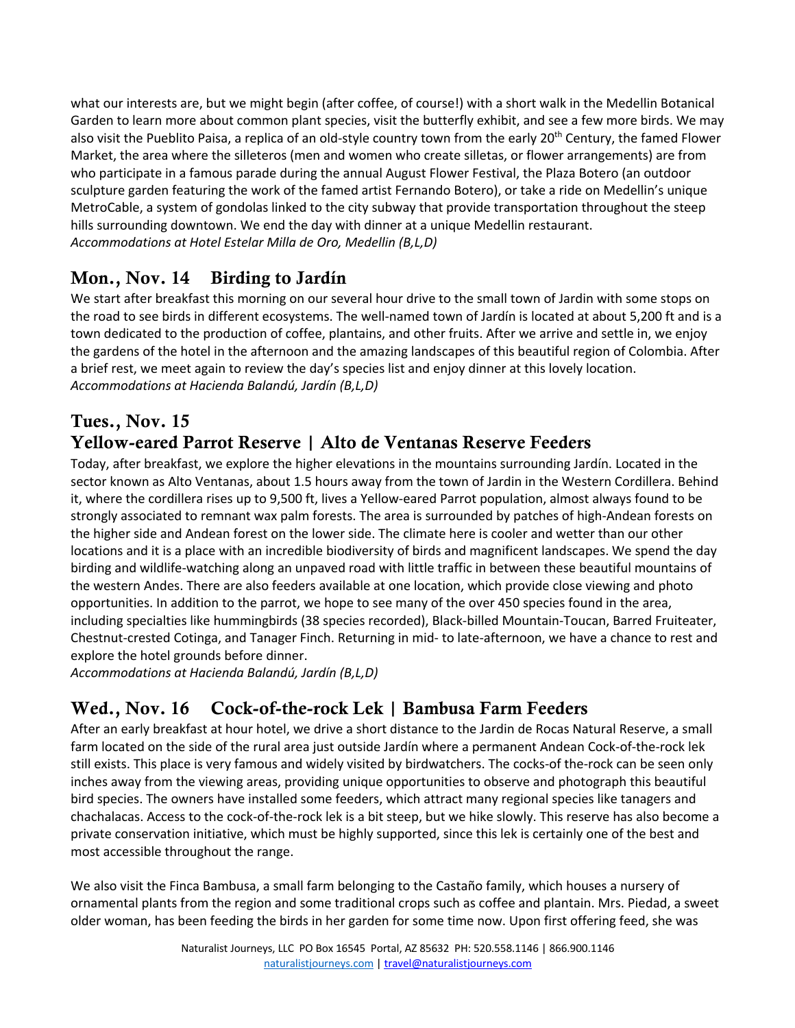what our interests are, but we might begin (after coffee, of course!) with a short walk in the Medellin Botanical Garden to learn more about common plant species, visit the butterfly exhibit, and see a few more birds. We may also visit the Pueblito Paisa, a replica of an old-style country town from the early 20th Century, the famed Flower Market, the area where the silleteros (men and women who create silletas, or flower arrangements) are from who participate in a famous parade during the annual August Flower Festival, the Plaza Botero (an outdoor sculpture garden featuring the work of the famed artist Fernando Botero), or take a ride on Medellin's unique MetroCable, a system of gondolas linked to the city subway that provide transportation throughout the steep hills surrounding downtown. We end the day with dinner at a unique Medellin restaurant.
*Accommodations at Hotel Estelar Milla de Oro, Medellin (B,L,D)*

## Mon., Nov. 14 Birding to Jardín

We start after breakfast this morning on our several hour drive to the small town of Jardin with some stops on the road to see birds in different ecosystems. The well-named town of Jardín is located at about 5,200 ft and is a town dedicated to the production of coffee, plantains, and other fruits. After we arrive and settle in, we enjoy the gardens of the hotel in the afternoon and the amazing landscapes of this beautiful region of Colombia. After a brief rest, we meet again to review the day's species list and enjoy dinner at this lovely location.
*Accommodations at Hacienda Balandú, Jardín (B,L,D)*

## Tues., Nov. 15
## Yellow-eared Parrot Reserve | Alto de Ventanas Reserve Feeders

Today, after breakfast, we explore the higher elevations in the mountains surrounding Jardín. Located in the sector known as Alto Ventanas, about 1.5 hours away from the town of Jardin in the Western Cordillera. Behind it, where the cordillera rises up to 9,500 ft, lives a Yellow-eared Parrot population, almost always found to be strongly associated to remnant wax palm forests. The area is surrounded by patches of high-Andean forests on the higher side and Andean forest on the lower side. The climate here is cooler and wetter than our other locations and it is a place with an incredible biodiversity of birds and magnificent landscapes. We spend the day birding and wildlife-watching along an unpaved road with little traffic in between these beautiful mountains of the western Andes. There are also feeders available at one location, which provide close viewing and photo opportunities. In addition to the parrot, we hope to see many of the over 450 species found in the area, including specialties like hummingbirds (38 species recorded), Black-billed Mountain-Toucan, Barred Fruiteater, Chestnut-crested Cotinga, and Tanager Finch. Returning in mid- to late-afternoon, we have a chance to rest and explore the hotel grounds before dinner.
*Accommodations at Hacienda Balandú, Jardín (B,L,D)*

## Wed., Nov. 16 Cock-of-the-rock Lek | Bambusa Farm Feeders

After an early breakfast at hour hotel, we drive a short distance to the Jardin de Rocas Natural Reserve, a small farm located on the side of the rural area just outside Jardín where a permanent Andean Cock-of-the-rock lek still exists. This place is very famous and widely visited by birdwatchers. The cocks-of the-rock can be seen only inches away from the viewing areas, providing unique opportunities to observe and photograph this beautiful bird species. The owners have installed some feeders, which attract many regional species like tanagers and chachalacas. Access to the cock-of-the-rock lek is a bit steep, but we hike slowly. This reserve has also become a private conservation initiative, which must be highly supported, since this lek is certainly one of the best and most accessible throughout the range.

We also visit the Finca Bambusa, a small farm belonging to the Castaño family, which houses a nursery of ornamental plants from the region and some traditional crops such as coffee and plantain. Mrs. Piedad, a sweet older woman, has been feeding the birds in her garden for some time now. Upon first offering feed, she was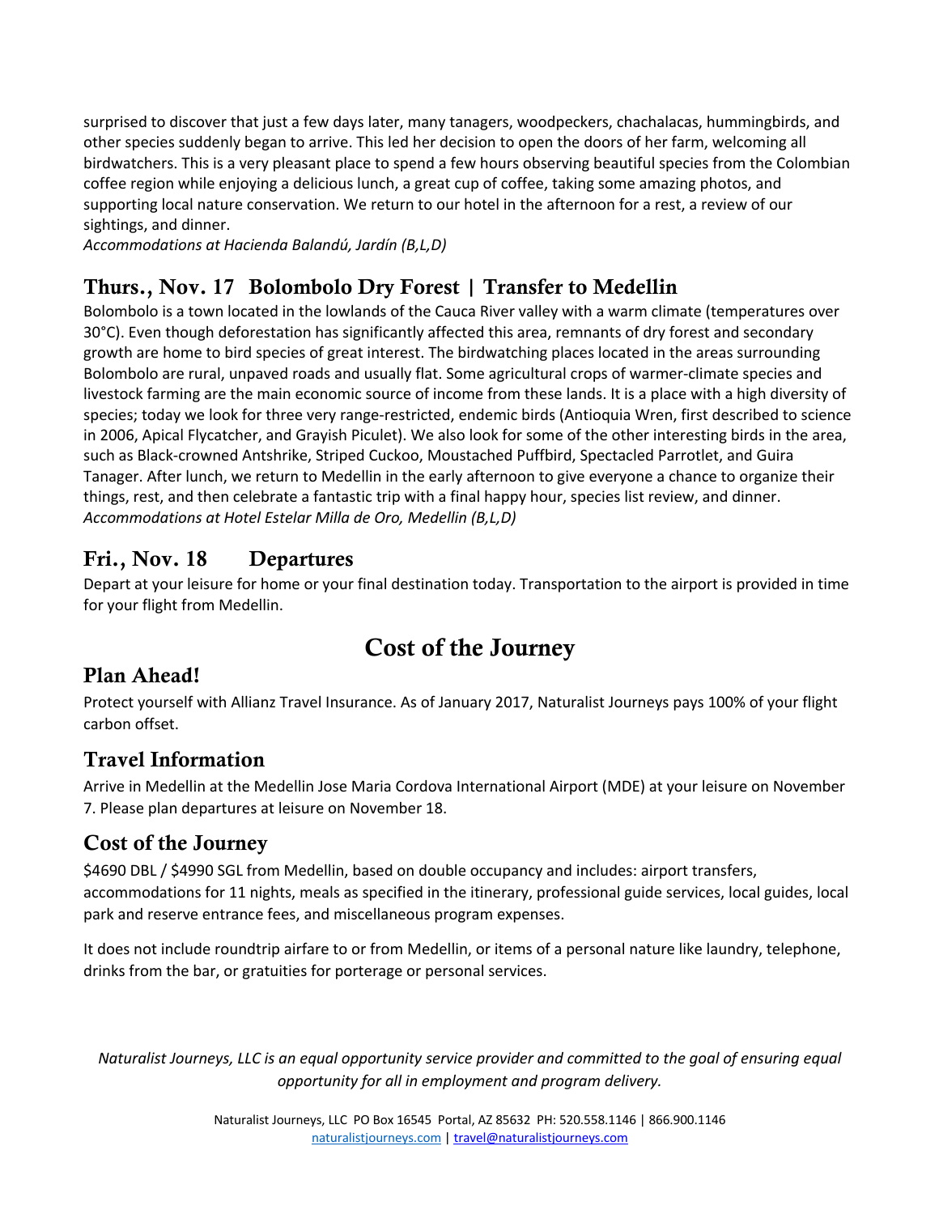surprised to discover that just a few days later, many tanagers, woodpeckers, chachalacas, hummingbirds, and other species suddenly began to arrive. This led her decision to open the doors of her farm, welcoming all birdwatchers. This is a very pleasant place to spend a few hours observing beautiful species from the Colombian coffee region while enjoying a delicious lunch, a great cup of coffee, taking some amazing photos, and supporting local nature conservation. We return to our hotel in the afternoon for a rest, a review of our sightings, and dinner.
*Accommodations at Hacienda Balandú, Jardín (B,L,D)*

## Thurs., Nov. 17 Bolombolo Dry Forest | Transfer to Medellin

Bolombolo is a town located in the lowlands of the Cauca River valley with a warm climate (temperatures over 30°C). Even though deforestation has significantly affected this area, remnants of dry forest and secondary growth are home to bird species of great interest. The birdwatching places located in the areas surrounding Bolombolo are rural, unpaved roads and usually flat. Some agricultural crops of warmer-climate species and livestock farming are the main economic source of income from these lands. It is a place with a high diversity of species; today we look for three very range-restricted, endemic birds (Antioquia Wren, first described to science in 2006, Apical Flycatcher, and Grayish Piculet). We also look for some of the other interesting birds in the area, such as Black-crowned Antshrike, Striped Cuckoo, Moustached Puffbird, Spectacled Parrotlet, and Guira Tanager. After lunch, we return to Medellin in the early afternoon to give everyone a chance to organize their things, rest, and then celebrate a fantastic trip with a final happy hour, species list review, and dinner.
*Accommodations at Hotel Estelar Milla de Oro, Medellin (B,L,D)*

## Fri., Nov. 18 Departures

Depart at your leisure for home or your final destination today. Transportation to the airport is provided in time for your flight from Medellin.

# Cost of the Journey

## Plan Ahead!

Protect yourself with Allianz Travel Insurance. As of January 2017, Naturalist Journeys pays 100% of your flight carbon offset.

## Travel Information

Arrive in Medellin at the Medellin Jose Maria Cordova International Airport (MDE) at your leisure on November 7. Please plan departures at leisure on November 18.

## Cost of the Journey

$4690 DBL / $4990 SGL from Medellin, based on double occupancy and includes: airport transfers, accommodations for 11 nights, meals as specified in the itinerary, professional guide services, local guides, local park and reserve entrance fees, and miscellaneous program expenses.

It does not include roundtrip airfare to or from Medellin, or items of a personal nature like laundry, telephone, drinks from the bar, or gratuities for porterage or personal services.

*Naturalist Journeys, LLC is an equal opportunity service provider and committed to the goal of ensuring equal opportunity for all in employment and program delivery.*

Naturalist Journeys, LLC PO Box 16545 Portal, AZ 85632 PH: 520.558.1146 | 866.900.1146
naturalistjourneys.com | travel@naturalistjourneys.com